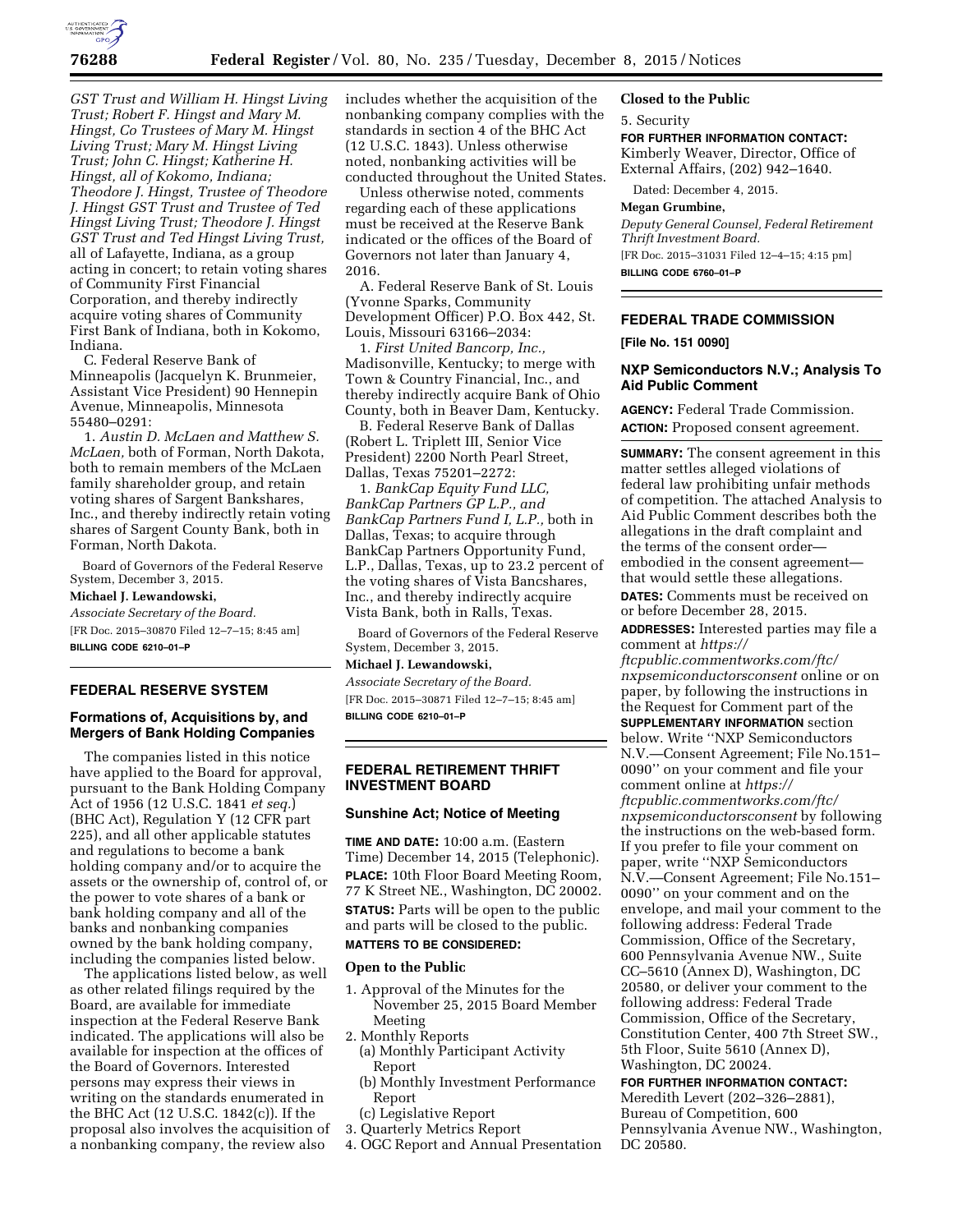*GST Trust and William H. Hingst Living Trust; Robert F. Hingst and Mary M. Hingst, Co Trustees of Mary M. Hingst Living Trust; Mary M. Hingst Living Trust; John C. Hingst; Katherine H. Hingst, all of Kokomo, Indiana; Theodore J. Hingst, Trustee of Theodore J. Hingst GST Trust and Trustee of Ted Hingst Living Trust; Theodore J. Hingst GST Trust and Ted Hingst Living Trust,* all of Lafayette, Indiana, as a group acting in concert; to retain voting shares of Community First Financial Corporation, and thereby indirectly acquire voting shares of Community First Bank of Indiana, both in Kokomo, Indiana.

C. Federal Reserve Bank of Minneapolis (Jacquelyn K. Brunmeier, Assistant Vice President) 90 Hennepin Avenue, Minneapolis, Minnesota 55480–0291:

1. *Austin D. McLaen and Matthew S. McLaen,* both of Forman, North Dakota, both to remain members of the McLaen family shareholder group, and retain voting shares of Sargent Bankshares, Inc., and thereby indirectly retain voting shares of Sargent County Bank, both in Forman, North Dakota.

Board of Governors of the Federal Reserve System, December 3, 2015.

**Michael J. Lewandowski,**

*Associate Secretary of the Board.*

[FR Doc. 2015–30870 Filed 12–7–15; 8:45 am]

**BILLING CODE 6210–01–P**

## FEDERAL RESERVE SYSTEM

### Formations of, Acquisitions by, and Mergers of Bank Holding Companies

The companies listed in this notice have applied to the Board for approval, pursuant to the Bank Holding Company Act of 1956 (12 U.S.C. 1841 *et seq.*) (BHC Act), Regulation Y (12 CFR part 225), and all other applicable statutes and regulations to become a bank holding company and/or to acquire the assets or the ownership of, control of, or the power to vote shares of a bank or bank holding company and all of the banks and nonbanking companies owned by the bank holding company, including the companies listed below.

The applications listed below, as well as other related filings required by the Board, are available for immediate inspection at the Federal Reserve Bank indicated. The applications will also be available for inspection at the offices of the Board of Governors. Interested persons may express their views in writing on the standards enumerated in the BHC Act (12 U.S.C. 1842(c)). If the proposal also involves the acquisition of a nonbanking company, the review also includes whether the acquisition of the nonbanking company complies with the standards in section 4 of the BHC Act (12 U.S.C. 1843). Unless otherwise noted, nonbanking activities will be conducted throughout the United States.

Unless otherwise noted, comments regarding each of these applications must be received at the Reserve Bank indicated or the offices of the Board of Governors not later than January 4, 2016.

A. Federal Reserve Bank of St. Louis (Yvonne Sparks, Community Development Officer) P.O. Box 442, St. Louis, Missouri 63166–2034:

1. *First United Bancorp, Inc.,* Madisonville, Kentucky; to merge with Town & Country Financial, Inc., and thereby indirectly acquire Bank of Ohio County, both in Beaver Dam, Kentucky.

B. Federal Reserve Bank of Dallas (Robert L. Triplett III, Senior Vice President) 2200 North Pearl Street, Dallas, Texas 75201–2272:

1. *BankCap Equity Fund LLC, BankCap Partners GP L.P., and BankCap Partners Fund I, L.P.,* both in Dallas, Texas; to acquire through BankCap Partners Opportunity Fund, L.P., Dallas, Texas, up to 23.2 percent of the voting shares of Vista Bancshares, Inc., and thereby indirectly acquire Vista Bank, both in Ralls, Texas.

Board of Governors of the Federal Reserve System, December 3, 2015.

**Michael J. Lewandowski,**

*Associate Secretary of the Board.*

[FR Doc. 2015–30871 Filed 12–7–15; 8:45 am]

**BILLING CODE 6210–01–P**

## FEDERAL RETIREMENT THRIFT INVESTMENT BOARD

### Sunshine Act; Notice of Meeting

**TIME AND DATE:** 10:00 a.m. (Eastern Time) December 14, 2015 (Telephonic).

**PLACE:** 10th Floor Board Meeting Room, 77 K Street NE., Washington, DC 20002.

**STATUS:** Parts will be open to the public and parts will be closed to the public.

**MATTERS TO BE CONSIDERED:**

**Open to the Public**

1. Approval of the Minutes for the November 25, 2015 Board Member Meeting
2. Monthly Reports
   (a) Monthly Participant Activity Report
   (b) Monthly Investment Performance Report
   (c) Legislative Report
3. Quarterly Metrics Report
4. OGC Report and Annual Presentation

**Closed to the Public**

5. Security

**FOR FURTHER INFORMATION CONTACT:** Kimberly Weaver, Director, Office of External Affairs, (202) 942–1640.

Dated: December 4, 2015.

**Megan Grumbine,**

*Deputy General Counsel, Federal Retirement Thrift Investment Board.*

[FR Doc. 2015–31031 Filed 12–4–15; 4:15 pm]

**BILLING CODE 6760–01–P**

## FEDERAL TRADE COMMISSION

**[File No. 151 0090]**

### NXP Semiconductors N.V.; Analysis To Aid Public Comment

**AGENCY:** Federal Trade Commission.

**ACTION:** Proposed consent agreement.

**SUMMARY:** The consent agreement in this matter settles alleged violations of federal law prohibiting unfair methods of competition. The attached Analysis to Aid Public Comment describes both the allegations in the draft complaint and the terms of the consent order—embodied in the consent agreement—that would settle these allegations.

**DATES:** Comments must be received on or before December 28, 2015.

**ADDRESSES:** Interested parties may file a comment at *https://ftcpublic.commentworks.com/ftc/nxpsemiconductorsconsent* online or on paper, by following the instructions in the Request for Comment part of the **SUPPLEMENTARY INFORMATION** section below. Write ''NXP Semiconductors N.V.—Consent Agreement; File No.151–0090'' on your comment and file your comment online at *https://ftcpublic.commentworks.com/ftc/nxpsemiconductorsconsent* by following the instructions on the web-based form. If you prefer to file your comment on paper, write ''NXP Semiconductors N.V.—Consent Agreement; File No.151–0090'' on your comment and on the envelope, and mail your comment to the following address: Federal Trade Commission, Office of the Secretary, 600 Pennsylvania Avenue NW., Suite CC–5610 (Annex D), Washington, DC 20580, or deliver your comment to the following address: Federal Trade Commission, Office of the Secretary, Constitution Center, 400 7th Street SW., 5th Floor, Suite 5610 (Annex D), Washington, DC 20024.

**FOR FURTHER INFORMATION CONTACT:** Meredith Levert (202–326–2881), Bureau of Competition, 600 Pennsylvania Avenue NW., Washington, DC 20580.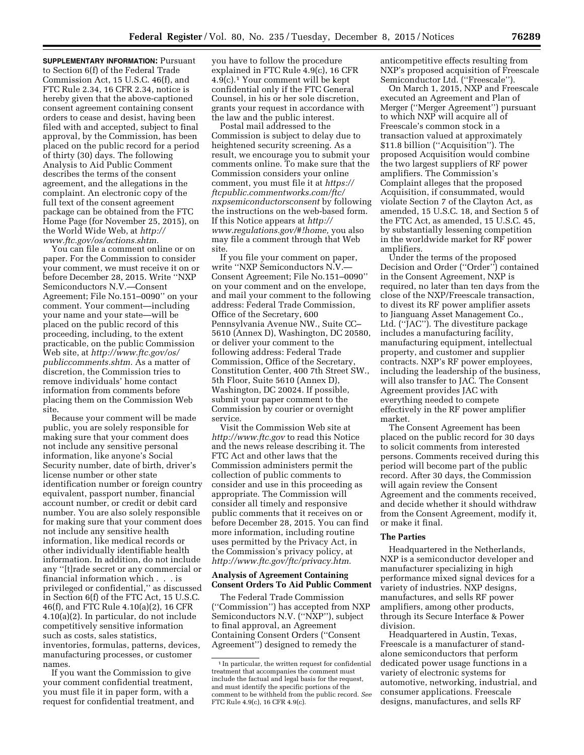**SUPPLEMENTARY INFORMATION:** Pursuant to Section 6(f) of the Federal Trade Commission Act, 15 U.S.C. 46(f), and FTC Rule 2.34, 16 CFR 2.34, notice is hereby given that the above-captioned consent agreement containing consent orders to cease and desist, having been filed with and accepted, subject to final approval, by the Commission, has been placed on the public record for a period of thirty (30) days. The following Analysis to Aid Public Comment describes the terms of the consent agreement, and the allegations in the complaint. An electronic copy of the full text of the consent agreement package can be obtained from the FTC Home Page (for November 25, 2015), on the World Wide Web, at *http://www.ftc.gov/os/actions.shtm.*

You can file a comment online or on paper. For the Commission to consider your comment, we must receive it on or before December 28, 2015. Write ''NXP Semiconductors N.V.—Consent Agreement; File No.151–0090'' on your comment. Your comment—including your name and your state—will be placed on the public record of this proceeding, including, to the extent practicable, on the public Commission Web site, at *http://www.ftc.gov/os/publiccomments.shtm.* As a matter of discretion, the Commission tries to remove individuals' home contact information from comments before placing them on the Commission Web site.

Because your comment will be made public, you are solely responsible for making sure that your comment does not include any sensitive personal information, like anyone's Social Security number, date of birth, driver's license number or other state identification number or foreign country equivalent, passport number, financial account number, or credit or debit card number. You are also solely responsible for making sure that your comment does not include any sensitive health information, like medical records or other individually identifiable health information. In addition, do not include any ''[t]rade secret or any commercial or financial information which . . . is privileged or confidential,'' as discussed in Section 6(f) of the FTC Act, 15 U.S.C. 46(f), and FTC Rule 4.10(a)(2), 16 CFR 4.10(a)(2). In particular, do not include competitively sensitive information such as costs, sales statistics, inventories, formulas, patterns, devices, manufacturing processes, or customer names.

If you want the Commission to give your comment confidential treatment, you must file it in paper form, with a request for confidential treatment, and you have to follow the procedure explained in FTC Rule 4.9(c), 16 CFR 4.9(c).[1] Your comment will be kept confidential only if the FTC General Counsel, in his or her sole discretion, grants your request in accordance with the law and the public interest.

Postal mail addressed to the Commission is subject to delay due to heightened security screening. As a result, we encourage you to submit your comments online. To make sure that the Commission considers your online comment, you must file it at *https://ftcpublic.commentworks.com/ftc/nxpsemiconductorsconsent* by following the instructions on the web-based form. If this Notice appears at *http://www.regulations.gov/#!home,* you also may file a comment through that Web site.

If you file your comment on paper, write ''NXP Semiconductors N.V.—Consent Agreement; File No.151–0090'' on your comment and on the envelope, and mail your comment to the following address: Federal Trade Commission, Office of the Secretary, 600 Pennsylvania Avenue NW., Suite CC–5610 (Annex D), Washington, DC 20580, or deliver your comment to the following address: Federal Trade Commission, Office of the Secretary, Constitution Center, 400 7th Street SW., 5th Floor, Suite 5610 (Annex D), Washington, DC 20024. If possible, submit your paper comment to the Commission by courier or overnight service.

Visit the Commission Web site at *http://www.ftc.gov* to read this Notice and the news release describing it. The FTC Act and other laws that the Commission administers permit the collection of public comments to consider and use in this proceeding as appropriate. The Commission will consider all timely and responsive public comments that it receives on or before December 28, 2015. You can find more information, including routine uses permitted by the Privacy Act, in the Commission's privacy policy, at *http://www.ftc.gov/ftc/privacy.htm.*

### Analysis of Agreement Containing Consent Orders To Aid Public Comment

The Federal Trade Commission (''Commission'') has accepted from NXP Semiconductors N.V. (''NXP''), subject to final approval, an Agreement Containing Consent Orders (''Consent Agreement'') designed to remedy the anticompetitive effects resulting from NXP's proposed acquisition of Freescale Semiconductor Ltd. (''Freescale'').

On March 1, 2015, NXP and Freescale executed an Agreement and Plan of Merger (''Merger Agreement'') pursuant to which NXP will acquire all of Freescale's common stock in a transaction valued at approximately $11.8 billion (''Acquisition''). The proposed Acquisition would combine the two largest suppliers of RF power amplifiers. The Commission's Complaint alleges that the proposed Acquisition, if consummated, would violate Section 7 of the Clayton Act, as amended, 15 U.S.C. 18, and Section 5 of the FTC Act, as amended, 15 U.S.C. 45, by substantially lessening competition in the worldwide market for RF power amplifiers.

Under the terms of the proposed Decision and Order (''Order'') contained in the Consent Agreement, NXP is required, no later than ten days from the close of the NXP/Freescale transaction, to divest its RF power amplifier assets to Jianguang Asset Management Co., Ltd. (''JAC''). The divestiture package includes a manufacturing facility, manufacturing equipment, intellectual property, and customer and supplier contracts. NXP's RF power employees, including the leadership of the business, will also transfer to JAC. The Consent Agreement provides JAC with everything needed to compete effectively in the RF power amplifier market.

The Consent Agreement has been placed on the public record for 30 days to solicit comments from interested persons. Comments received during this period will become part of the public record. After 30 days, the Commission will again review the Consent Agreement and the comments received, and decide whether it should withdraw from the Consent Agreement, modify it, or make it final.

### The Parties

Headquartered in the Netherlands, NXP is a semiconductor developer and manufacturer specializing in high performance mixed signal devices for a variety of industries. NXP designs, manufactures, and sells RF power amplifiers, among other products, through its Secure Interface & Power division.

Headquartered in Austin, Texas, Freescale is a manufacturer of stand-alone semiconductors that perform dedicated power usage functions in a variety of electronic systems for automotive, networking, industrial, and consumer applications. Freescale designs, manufactures, and sells RF

[1] In particular, the written request for confidential treatment that accompanies the comment must include the factual and legal basis for the request, and must identify the specific portions of the comment to be withheld from the public record. *See* FTC Rule 4.9(c), 16 CFR 4.9(c).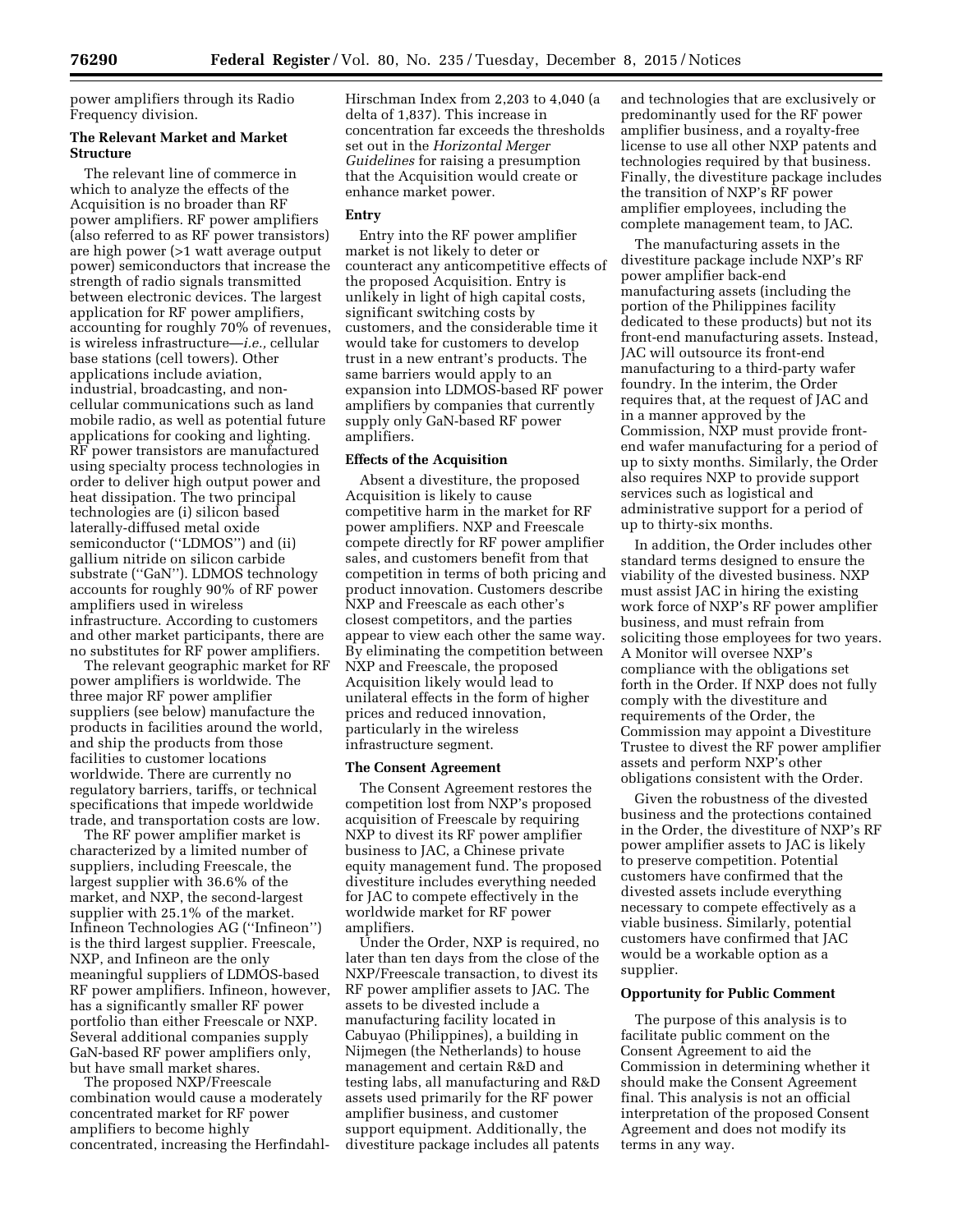power amplifiers through its Radio Frequency division.

**The Relevant Market and Market Structure**

The relevant line of commerce in which to analyze the effects of the Acquisition is no broader than RF power amplifiers. RF power amplifiers (also referred to as RF power transistors) are high power (>1 watt average output power) semiconductors that increase the strength of radio signals transmitted between electronic devices. The largest application for RF power amplifiers, accounting for roughly 70% of revenues, is wireless infrastructure—*i.e.,* cellular base stations (cell towers). Other applications include aviation, industrial, broadcasting, and non-cellular communications such as land mobile radio, as well as potential future applications for cooking and lighting. RF power transistors are manufactured using specialty process technologies in order to deliver high output power and heat dissipation. The two principal technologies are (i) silicon based laterally-diffused metal oxide semiconductor (''LDMOS'') and (ii) gallium nitride on silicon carbide substrate (''GaN''). LDMOS technology accounts for roughly 90% of RF power amplifiers used in wireless infrastructure. According to customers and other market participants, there are no substitutes for RF power amplifiers.

The relevant geographic market for RF power amplifiers is worldwide. The three major RF power amplifier suppliers (see below) manufacture the products in facilities around the world, and ship the products from those facilities to customer locations worldwide. There are currently no regulatory barriers, tariffs, or technical specifications that impede worldwide trade, and transportation costs are low.

The RF power amplifier market is characterized by a limited number of suppliers, including Freescale, the largest supplier with 36.6% of the market, and NXP, the second-largest supplier with 25.1% of the market. Infineon Technologies AG (''Infineon'') is the third largest supplier. Freescale, NXP, and Infineon are the only meaningful suppliers of LDMOS-based RF power amplifiers. Infineon, however, has a significantly smaller RF power portfolio than either Freescale or NXP. Several additional companies supply GaN-based RF power amplifiers only, but have small market shares.

The proposed NXP/Freescale combination would cause a moderately concentrated market for RF power amplifiers to become highly concentrated, increasing the Herfindahl-Hirschman Index from 2,203 to 4,040 (a delta of 1,837). This increase in concentration far exceeds the thresholds set out in the *Horizontal Merger Guidelines* for raising a presumption that the Acquisition would create or enhance market power.

**Entry**

Entry into the RF power amplifier market is not likely to deter or counteract any anticompetitive effects of the proposed Acquisition. Entry is unlikely in light of high capital costs, significant switching costs by customers, and the considerable time it would take for customers to develop trust in a new entrant's products. The same barriers would apply to an expansion into LDMOS-based RF power amplifiers by companies that currently supply only GaN-based RF power amplifiers.

**Effects of the Acquisition**

Absent a divestiture, the proposed Acquisition is likely to cause competitive harm in the market for RF power amplifiers. NXP and Freescale compete directly for RF power amplifier sales, and customers benefit from that competition in terms of both pricing and product innovation. Customers describe NXP and Freescale as each other's closest competitors, and the parties appear to view each other the same way. By eliminating the competition between NXP and Freescale, the proposed Acquisition likely would lead to unilateral effects in the form of higher prices and reduced innovation, particularly in the wireless infrastructure segment.

**The Consent Agreement**

The Consent Agreement restores the competition lost from NXP's proposed acquisition of Freescale by requiring NXP to divest its RF power amplifier business to JAC, a Chinese private equity management fund. The proposed divestiture includes everything needed for JAC to compete effectively in the worldwide market for RF power amplifiers.

Under the Order, NXP is required, no later than ten days from the close of the NXP/Freescale transaction, to divest its RF power amplifier assets to JAC. The assets to be divested include a manufacturing facility located in Cabuyao (Philippines), a building in Nijmegen (the Netherlands) to house management and certain R&D and testing labs, all manufacturing and R&D assets used primarily for the RF power amplifier business, and customer support equipment. Additionally, the divestiture package includes all patents and technologies that are exclusively or predominantly used for the RF power amplifier business, and a royalty-free license to use all other NXP patents and technologies required by that business. Finally, the divestiture package includes the transition of NXP's RF power amplifier employees, including the complete management team, to JAC.

The manufacturing assets in the divestiture package include NXP's RF power amplifier back-end manufacturing assets (including the portion of the Philippines facility dedicated to these products) but not its front-end manufacturing assets. Instead, JAC will outsource its front-end manufacturing to a third-party wafer foundry. In the interim, the Order requires that, at the request of JAC and in a manner approved by the Commission, NXP must provide front-end wafer manufacturing for a period of up to sixty months. Similarly, the Order also requires NXP to provide support services such as logistical and administrative support for a period of up to thirty-six months.

In addition, the Order includes other standard terms designed to ensure the viability of the divested business. NXP must assist JAC in hiring the existing work force of NXP's RF power amplifier business, and must refrain from soliciting those employees for two years. A Monitor will oversee NXP's compliance with the obligations set forth in the Order. If NXP does not fully comply with the divestiture and requirements of the Order, the Commission may appoint a Divestiture Trustee to divest the RF power amplifier assets and perform NXP's other obligations consistent with the Order.

Given the robustness of the divested business and the protections contained in the Order, the divestiture of NXP's RF power amplifier assets to JAC is likely to preserve competition. Potential customers have confirmed that the divested assets include everything necessary to compete effectively as a viable business. Similarly, potential customers have confirmed that JAC would be a workable option as a supplier.

**Opportunity for Public Comment**

The purpose of this analysis is to facilitate public comment on the Consent Agreement to aid the Commission in determining whether it should make the Consent Agreement final. This analysis is not an official interpretation of the proposed Consent Agreement and does not modify its terms in any way.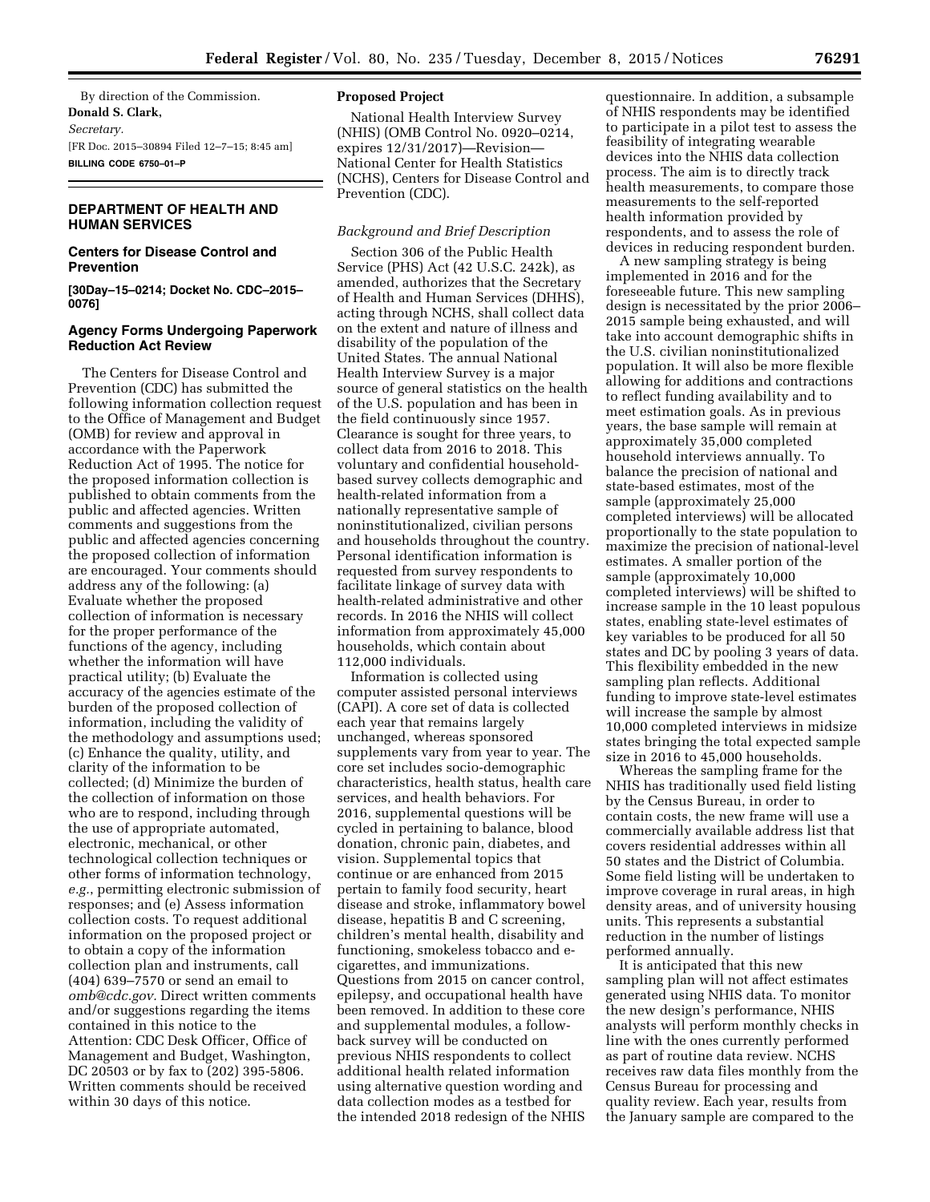By direction of the Commission.

**Donald S. Clark,**

*Secretary.*

[FR Doc. 2015–30894 Filed 12–7–15; 8:45 am]

**BILLING CODE 6750–01–P**

## DEPARTMENT OF HEALTH AND HUMAN SERVICES

### Centers for Disease Control and Prevention

**[30Day–15–0214; Docket No. CDC–2015–0076]**

### Agency Forms Undergoing Paperwork Reduction Act Review

The Centers for Disease Control and Prevention (CDC) has submitted the following information collection request to the Office of Management and Budget (OMB) for review and approval in accordance with the Paperwork Reduction Act of 1995. The notice for the proposed information collection is published to obtain comments from the public and affected agencies. Written comments and suggestions from the public and affected agencies concerning the proposed collection of information are encouraged. Your comments should address any of the following: (a) Evaluate whether the proposed collection of information is necessary for the proper performance of the functions of the agency, including whether the information will have practical utility; (b) Evaluate the accuracy of the agencies estimate of the burden of the proposed collection of information, including the validity of the methodology and assumptions used; (c) Enhance the quality, utility, and clarity of the information to be collected; (d) Minimize the burden of the collection of information on those who are to respond, including through the use of appropriate automated, electronic, mechanical, or other technological collection techniques or other forms of information technology, *e.g.*, permitting electronic submission of responses; and (e) Assess information collection costs. To request additional information on the proposed project or to obtain a copy of the information collection plan and instruments, call (404) 639–7570 or send an email to *omb@cdc.gov.* Direct written comments and/or suggestions regarding the items contained in this notice to the Attention: CDC Desk Officer, Office of Management and Budget, Washington, DC 20503 or by fax to (202) 395-5806. Written comments should be received within 30 days of this notice.

**Proposed Project**

National Health Interview Survey (NHIS) (OMB Control No. 0920–0214, expires 12/31/2017)—Revision—National Center for Health Statistics (NCHS), Centers for Disease Control and Prevention (CDC).

*Background and Brief Description*

Section 306 of the Public Health Service (PHS) Act (42 U.S.C. 242k), as amended, authorizes that the Secretary of Health and Human Services (DHHS), acting through NCHS, shall collect data on the extent and nature of illness and disability of the population of the United States. The annual National Health Interview Survey is a major source of general statistics on the health of the U.S. population and has been in the field continuously since 1957. Clearance is sought for three years, to collect data from 2016 to 2018. This voluntary and confidential household-based survey collects demographic and health-related information from a nationally representative sample of noninstitutionalized, civilian persons and households throughout the country. Personal identification information is requested from survey respondents to facilitate linkage of survey data with health-related administrative and other records. In 2016 the NHIS will collect information from approximately 45,000 households, which contain about 112,000 individuals.

Information is collected using computer assisted personal interviews (CAPI). A core set of data is collected each year that remains largely unchanged, whereas sponsored supplements vary from year to year. The core set includes socio-demographic characteristics, health status, health care services, and health behaviors. For 2016, supplemental questions will be cycled in pertaining to balance, blood donation, chronic pain, diabetes, and vision. Supplemental topics that continue or are enhanced from 2015 pertain to family food security, heart disease and stroke, inflammatory bowel disease, hepatitis B and C screening, children's mental health, disability and functioning, smokeless tobacco and e-cigarettes, and immunizations. Questions from 2015 on cancer control, epilepsy, and occupational health have been removed. In addition to these core and supplemental modules, a follow-back survey will be conducted on previous NHIS respondents to collect additional health related information using alternative question wording and data collection modes as a testbed for the intended 2018 redesign of the NHIS questionnaire. In addition, a subsample of NHIS respondents may be identified to participate in a pilot test to assess the feasibility of integrating wearable devices into the NHIS data collection process. The aim is to directly track health measurements, to compare those measurements to the self-reported health information provided by respondents, and to assess the role of devices in reducing respondent burden.

A new sampling strategy is being implemented in 2016 and for the foreseeable future. This new sampling design is necessitated by the prior 2006–2015 sample being exhausted, and will take into account demographic shifts in the U.S. civilian noninstitutionalized population. It will also be more flexible allowing for additions and contractions to reflect funding availability and to meet estimation goals. As in previous years, the base sample will remain at approximately 35,000 completed household interviews annually. To balance the precision of national and state-based estimates, most of the sample (approximately 25,000 completed interviews) will be allocated proportionally to the state population to maximize the precision of national-level estimates. A smaller portion of the sample (approximately 10,000 completed interviews) will be shifted to increase sample in the 10 least populous states, enabling state-level estimates of key variables to be produced for all 50 states and DC by pooling 3 years of data. This flexibility embedded in the new sampling plan reflects. Additional funding to improve state-level estimates will increase the sample by almost 10,000 completed interviews in midsize states bringing the total expected sample size in 2016 to 45,000 households.

Whereas the sampling frame for the NHIS has traditionally used field listing by the Census Bureau, in order to contain costs, the new frame will use a commercially available address list that covers residential addresses within all 50 states and the District of Columbia. Some field listing will be undertaken to improve coverage in rural areas, in high density areas, and of university housing units. This represents a substantial reduction in the number of listings performed annually.

It is anticipated that this new sampling plan will not affect estimates generated using NHIS data. To monitor the new design's performance, NHIS analysts will perform monthly checks in line with the ones currently performed as part of routine data review. NCHS receives raw data files monthly from the Census Bureau for processing and quality review. Each year, results from the January sample are compared to the